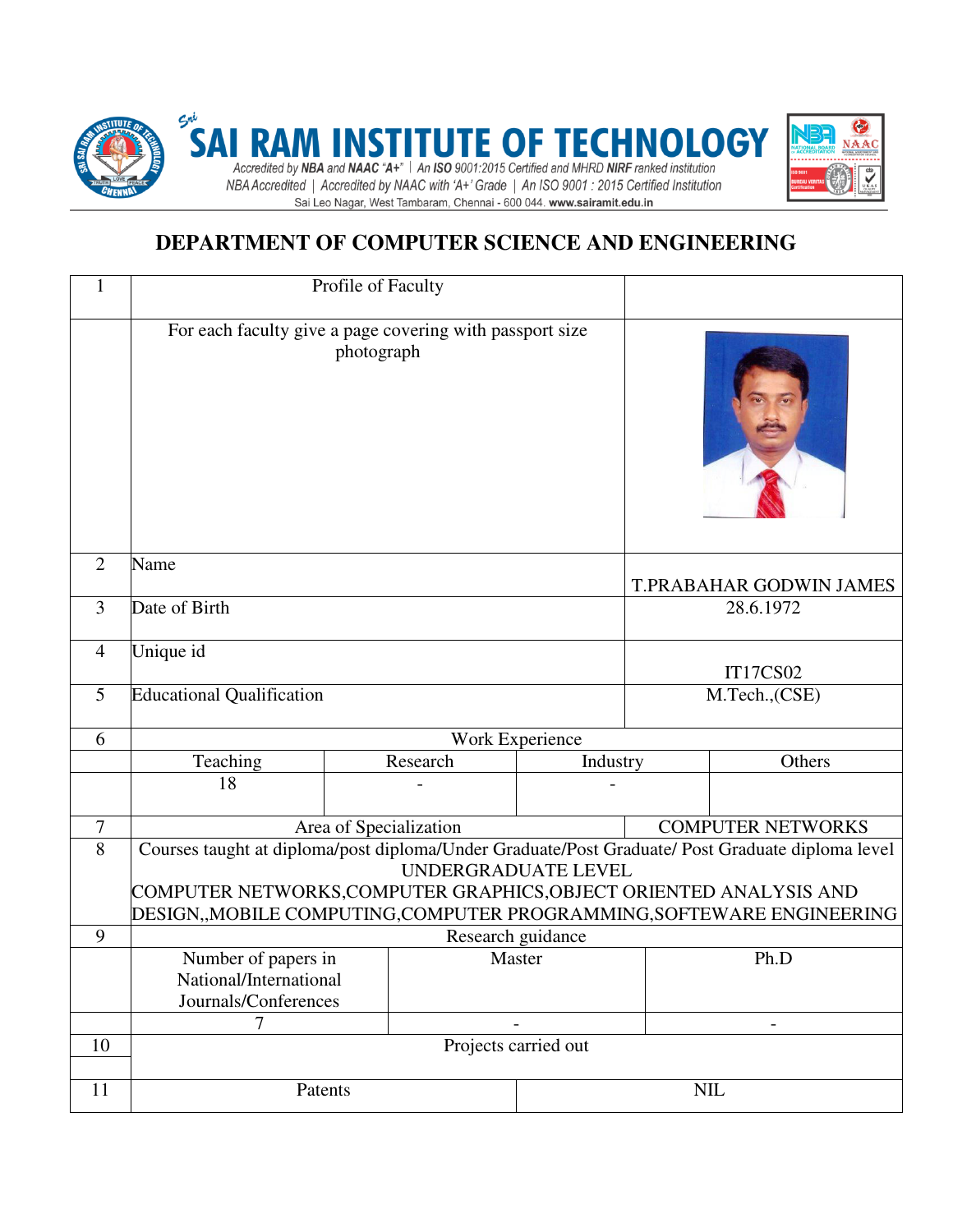# SAI RAM INSTITUTE OF TECHNOLOGY

*Accredited by NBA and NAAC "A+" | An ISO 9001:2015 Certified and MHRD NIRF ranked institution*

*NBA Accredited | Accredited by NAAC with 'A+' Grade | An ISO 9001 : 2015 Certified Institution*

Sai Leo Nagar, West Tambaram, Chennai - 600 044. **www.sairamit.edu.in**

## DEPARTMENT OF COMPUTER SCIENCE AND ENGINEERING

| | | | | |
|---|---|---|---|---|
| 1 | Profile of Faculty | | | |
| | For each faculty give a page covering with passport size photograph | | | |
| 2 | Name | | T.PRABAHAR GODWIN JAMES | |
| 3 | Date of Birth | | 28.6.1972 | |
| 4 | Unique id | | IT17CS02 | |
| 5 | Educational Qualification | | M.Tech.,(CSE) | |
| 6 | Work Experience | | | |
| | Teaching | Research | Industry | Others |
| | 18 | - | - | |
| 7 | Area of Specialization | | COMPUTER NETWORKS | |
| 8 | Courses taught at diploma/post diploma/Under Graduate/Post Graduate/ Post Graduate diploma level<br>UNDERGRADUATE LEVEL<br>COMPUTER NETWORKS,COMPUTER GRAPHICS,OBJECT ORIENTED ANALYSIS AND DESIGN,,MOBILE COMPUTING,COMPUTER PROGRAMMING,SOFTEWARE ENGINEERING | | | |
| 9 | Research guidance | | | |
| | Number of papers in National/International Journals/Conferences | Master | Ph.D | |
| | 7 | - | - | |
| 10 | Projects carried out | | | |
| 11 | Patents | NIL | | |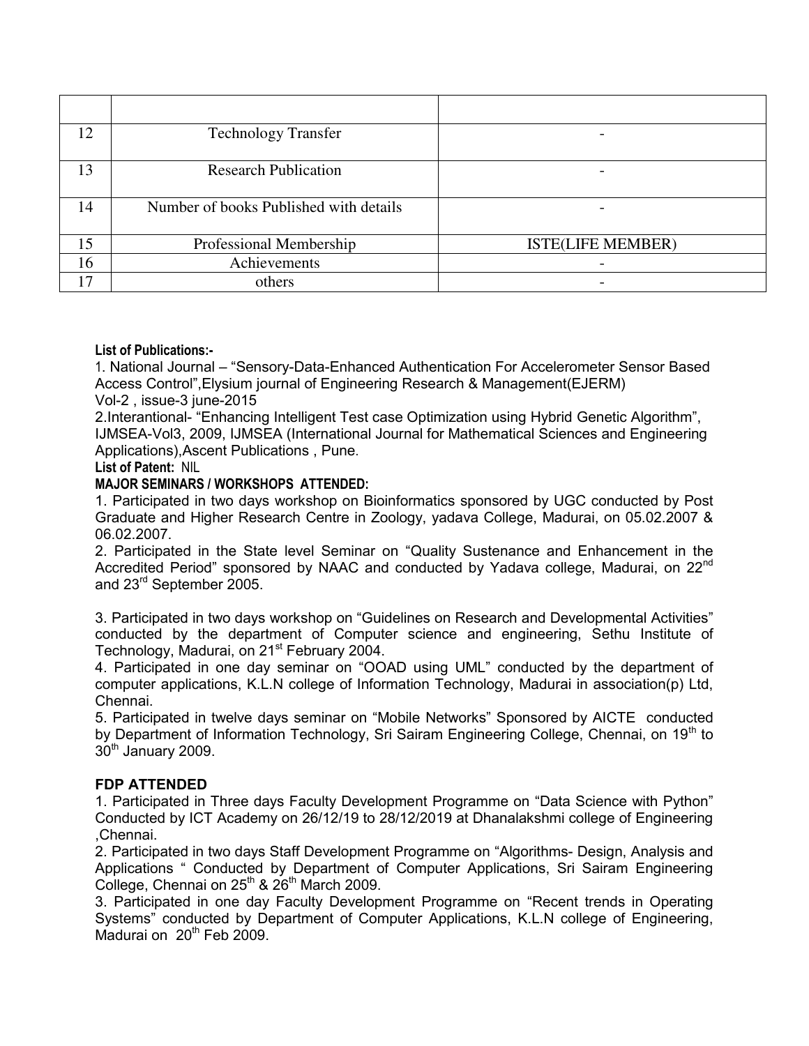| | | |
|---|---|---|
| 12 | Technology Transfer | - |
| 13 | Research Publication | - |
| 14 | Number of books Published with details | - |
| 15 | Professional Membership | ISTE(LIFE MEMBER) |
| 16 | Achievements | - |
| 17 | others | - |

**List of Publications:-**

1. National Journal – "Sensory-Data-Enhanced Authentication For Accelerometer Sensor Based Access Control",Elysium journal of Engineering Research & Management(EJERM) Vol-2 , issue-3 june-2015

2. Interantional- "Enhancing Intelligent Test case Optimization using Hybrid Genetic Algorithm", IJMSEA-Vol3, 2009, IJMSEA (International Journal for Mathematical Sciences and Engineering Applications),Ascent Publications , Pune.

**List of Patent:** NIL

**MAJOR SEMINARS / WORKSHOPS ATTENDED:**

1. Participated in two days workshop on Bioinformatics sponsored by UGC conducted by Post Graduate and Higher Research Centre in Zoology, yadava College, Madurai, on 05.02.2007 & 06.02.2007.
2. Participated in the State level Seminar on "Quality Sustenance and Enhancement in the Accredited Period" sponsored by NAAC and conducted by Yadava college, Madurai, on 22nd and 23rd September 2005.
3. Participated in two days workshop on "Guidelines on Research and Developmental Activities" conducted by the department of Computer science and engineering, Sethu Institute of Technology, Madurai, on 21st February 2004.
4. Participated in one day seminar on "OOAD using UML" conducted by the department of computer applications, K.L.N college of Information Technology, Madurai in association(p) Ltd, Chennai.
5. Participated in twelve days seminar on "Mobile Networks" Sponsored by AICTE conducted by Department of Information Technology, Sri Sairam Engineering College, Chennai, on 19th to 30th January 2009.

**FDP ATTENDED**

1. Participated in Three days Faculty Development Programme on "Data Science with Python" Conducted by ICT Academy on 26/12/19 to 28/12/2019 at Dhanalakshmi college of Engineering ,Chennai.
2. Participated in two days Staff Development Programme on "Algorithms- Design, Analysis and Applications " Conducted by Department of Computer Applications, Sri Sairam Engineering College, Chennai on 25th & 26th March 2009.
3. Participated in one day Faculty Development Programme on "Recent trends in Operating Systems" conducted by Department of Computer Applications, K.L.N college of Engineering, Madurai on 20th Feb 2009.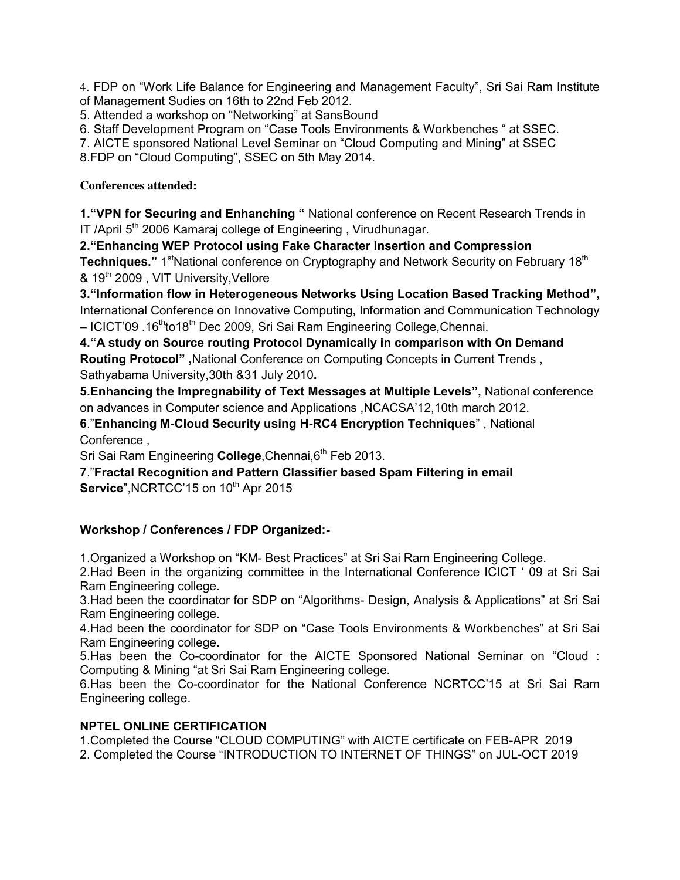4. FDP on "Work Life Balance for Engineering and Management Faculty", Sri Sai Ram Institute of Management Sudies on 16th to 22nd Feb 2012.
5. Attended a workshop on "Networking" at SansBound
6. Staff Development Program on "Case Tools Environments & Workbenches " at SSEC.
7. AICTE sponsored National Level Seminar on "Cloud Computing and Mining" at SSEC
8.FDP on "Cloud Computing", SSEC on 5th May 2014.

**Conferences attended:**

**1."VPN for Securing and Enhanching "** National conference on Recent Research Trends in IT /April 5th 2006 Kamaraj college of Engineering , Virudhunagar.

**2."Enhancing WEP Protocol using Fake Character Insertion and Compression Techniques."** 1stNational conference on Cryptography and Network Security on February 18th & 19th 2009 , VIT University,Vellore

**3."Information flow in Heterogeneous Networks Using Location Based Tracking Method",** International Conference on Innovative Computing, Information and Communication Technology – ICICT'09 .16thto18th Dec 2009, Sri Sai Ram Engineering College,Chennai.

**4."A study on Source routing Protocol Dynamically in comparison with On Demand Routing Protocol" ,**National Conference on Computing Concepts in Current Trends , Sathyabama University,30th &31 July 2010**.**

**5.Enhancing the Impregnability of Text Messages at Multiple Levels",** National conference on advances in Computer science and Applications ,NCACSA'12,10th march 2012.

**6**."**Enhancing M-Cloud Security using H-RC4 Encryption Techniques**" , National Conference ,
Sri Sai Ram Engineering **College**,Chennai,6th Feb 2013.

**7**."**Fractal Recognition and Pattern Classifier based Spam Filtering in email Service**",NCRTCC'15 on 10th Apr 2015

**Workshop / Conferences / FDP Organized:-**

1.Organized a Workshop on "KM- Best Practices" at Sri Sai Ram Engineering College.
2.Had Been in the organizing committee in the International Conference ICICT ' 09 at Sri Sai Ram Engineering college.
3.Had been the coordinator for SDP on "Algorithms- Design, Analysis & Applications" at Sri Sai Ram Engineering college.
4.Had been the coordinator for SDP on "Case Tools Environments & Workbenches" at Sri Sai Ram Engineering college.
5.Has been the Co-coordinator for the AICTE Sponsored National Seminar on "Cloud : Computing & Mining "at Sri Sai Ram Engineering college.
6.Has been the Co-coordinator for the National Conference NCRTCC'15 at Sri Sai Ram Engineering college.

**NPTEL ONLINE CERTIFICATION**

1.Completed the Course "CLOUD COMPUTING" with AICTE certificate on FEB-APR 2019
2. Completed the Course "INTRODUCTION TO INTERNET OF THINGS" on JUL-OCT 2019